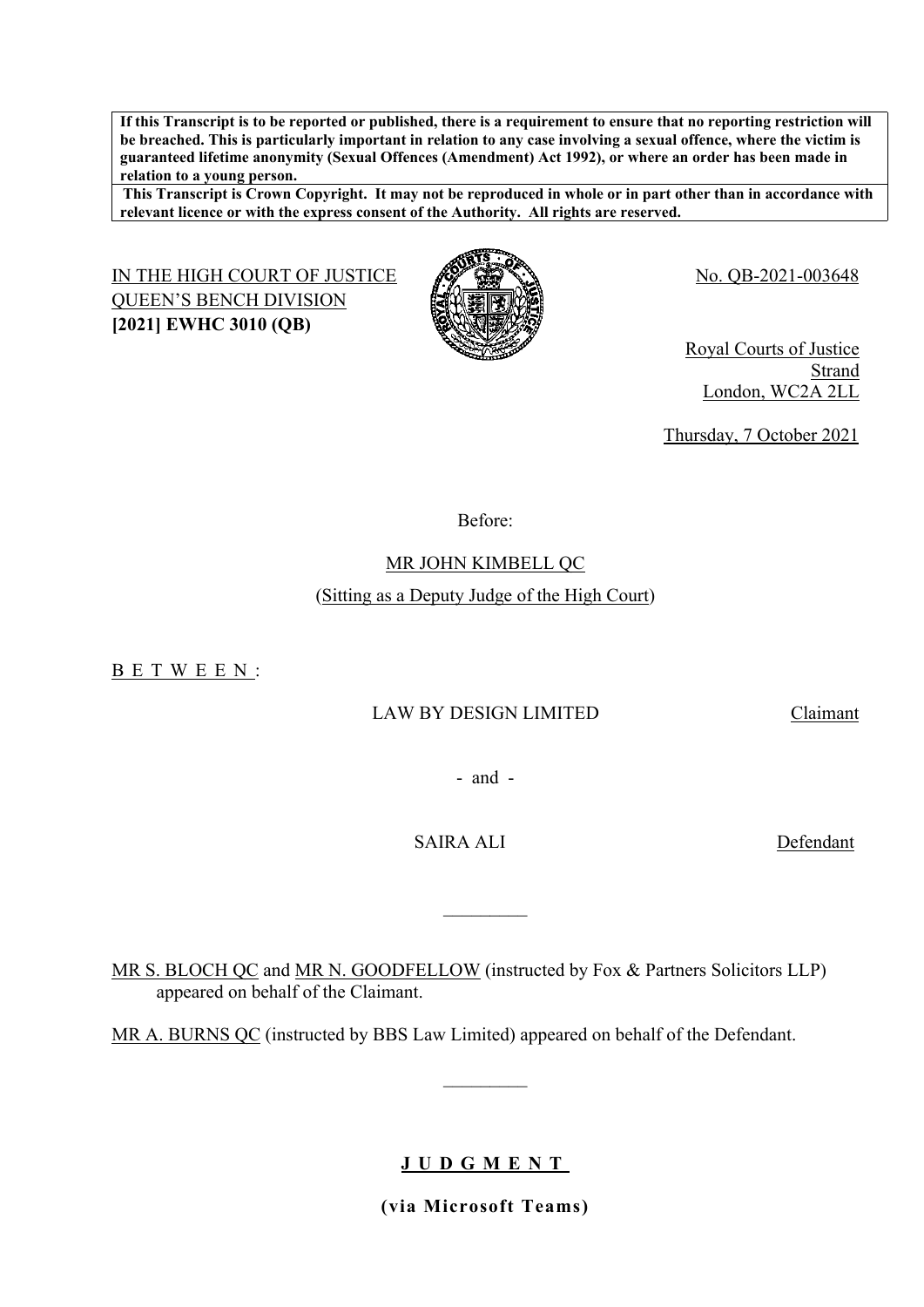**If this Transcript is to be reported or published, there is a requirement to ensure that no reporting restriction will be breached. This is particularly important in relation to any case involving a sexual offence, where the victim is guaranteed lifetime anonymity (Sexual Offences (Amendment) Act 1992), or where an order has been made in relation to a young person.**

**This Transcript is Crown Copyright. It may not be reproduced in whole or in part other than in accordance with relevant licence or with the express consent of the Authority. All rights are reserved.**

IN THE HIGH COURT OF JUSTICE
QUEEN'S BENCH DIVISION
**[2021] EWHC 3010 (QB)**

No. QB-2021-003648

Royal Courts of Justice
Strand
London, WC2A 2LL

Thursday, 7 October 2021

Before:

MR JOHN KIMBELL QC

(Sitting as a Deputy Judge of the High Court)

B E T W E E N :

LAW BY DESIGN LIMITED — Claimant

- and -

SAIRA ALI — Defendant

\_\_\_\_\_\_\_\_\_

MR S. BLOCH QC and MR N. GOODFELLOW (instructed by Fox & Partners Solicitors LLP) appeared on behalf of the Claimant.

MR A. BURNS QC (instructed by BBS Law Limited) appeared on behalf of the Defendant.

\_\_\_\_\_\_\_\_\_

**J U D G M E N T**

**(via Microsoft Teams)**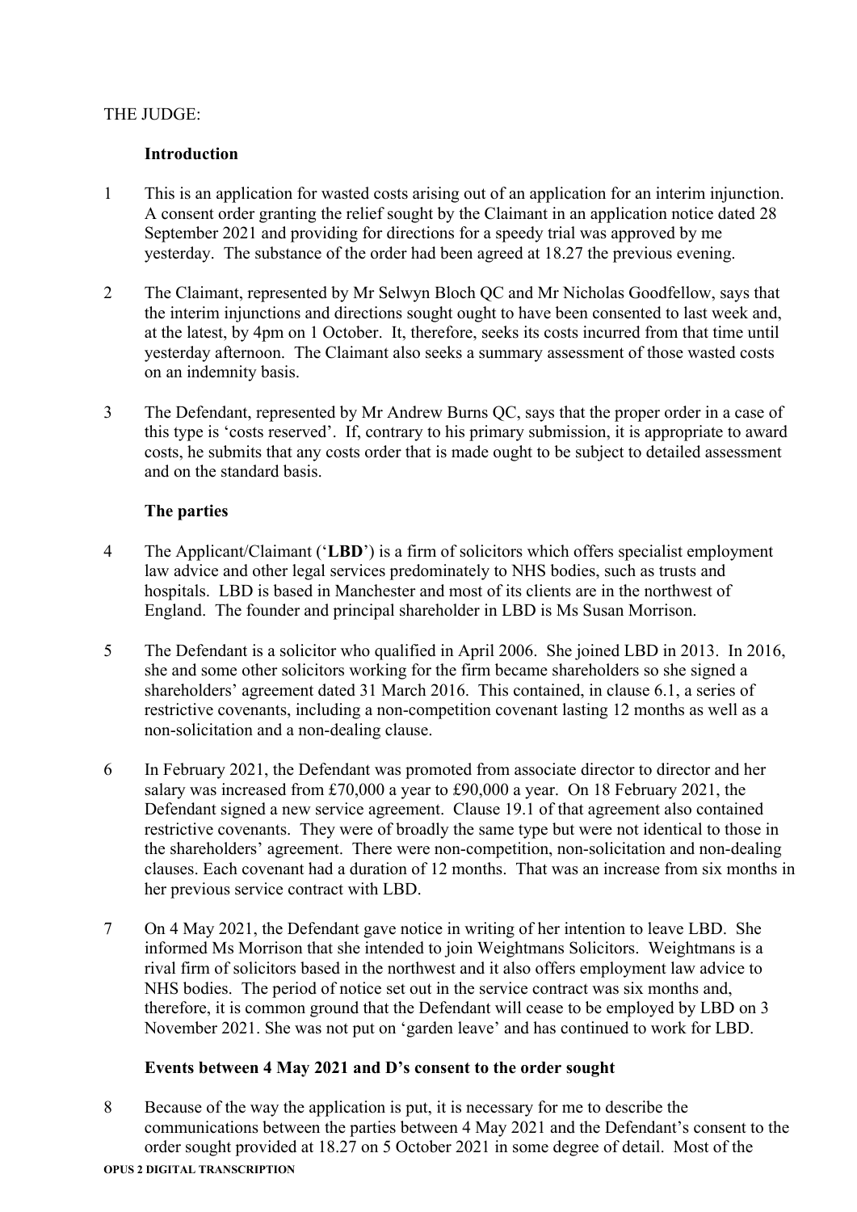THE JUDGE:

### Introduction

1. This is an application for wasted costs arising out of an application for an interim injunction. A consent order granting the relief sought by the Claimant in an application notice dated 28 September 2021 and providing for directions for a speedy trial was approved by me yesterday. The substance of the order had been agreed at 18.27 the previous evening.

2. The Claimant, represented by Mr Selwyn Bloch QC and Mr Nicholas Goodfellow, says that the interim injunctions and directions sought ought to have been consented to last week and, at the latest, by 4pm on 1 October. It, therefore, seeks its costs incurred from that time until yesterday afternoon. The Claimant also seeks a summary assessment of those wasted costs on an indemnity basis.

3. The Defendant, represented by Mr Andrew Burns QC, says that the proper order in a case of this type is 'costs reserved'. If, contrary to his primary submission, it is appropriate to award costs, he submits that any costs order that is made ought to be subject to detailed assessment and on the standard basis.

### The parties

4. The Applicant/Claimant ('**LBD**') is a firm of solicitors which offers specialist employment law advice and other legal services predominately to NHS bodies, such as trusts and hospitals. LBD is based in Manchester and most of its clients are in the northwest of England. The founder and principal shareholder in LBD is Ms Susan Morrison.

5. The Defendant is a solicitor who qualified in April 2006. She joined LBD in 2013. In 2016, she and some other solicitors working for the firm became shareholders so she signed a shareholders' agreement dated 31 March 2016. This contained, in clause 6.1, a series of restrictive covenants, including a non-competition covenant lasting 12 months as well as a non-solicitation and a non-dealing clause.

6. In February 2021, the Defendant was promoted from associate director to director and her salary was increased from £70,000 a year to £90,000 a year. On 18 February 2021, the Defendant signed a new service agreement. Clause 19.1 of that agreement also contained restrictive covenants. They were of broadly the same type but were not identical to those in the shareholders' agreement. There were non-competition, non-solicitation and non-dealing clauses. Each covenant had a duration of 12 months. That was an increase from six months in her previous service contract with LBD.

7. On 4 May 2021, the Defendant gave notice in writing of her intention to leave LBD. She informed Ms Morrison that she intended to join Weightmans Solicitors. Weightmans is a rival firm of solicitors based in the northwest and it also offers employment law advice to NHS bodies. The period of notice set out in the service contract was six months and, therefore, it is common ground that the Defendant will cease to be employed by LBD on 3 November 2021. She was not put on 'garden leave' and has continued to work for LBD.

### Events between 4 May 2021 and D's consent to the order sought

8. Because of the way the application is put, it is necessary for me to describe the communications between the parties between 4 May 2021 and the Defendant's consent to the order sought provided at 18.27 on 5 October 2021 in some degree of detail. Most of the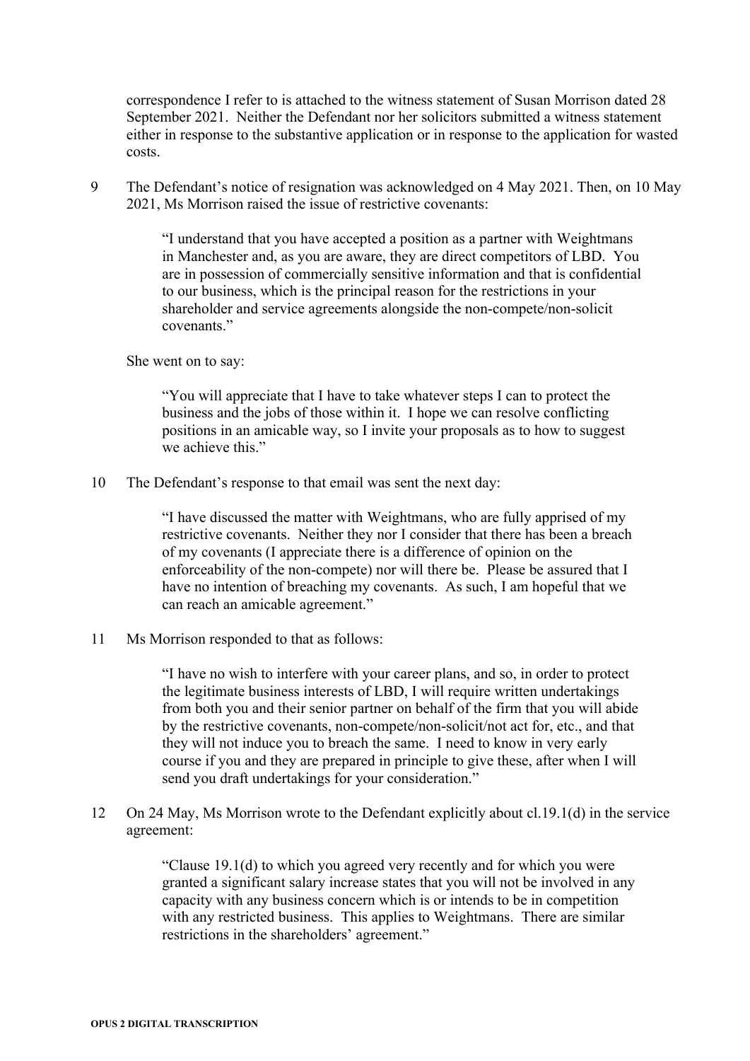correspondence I refer to is attached to the witness statement of Susan Morrison dated 28 September 2021. Neither the Defendant nor her solicitors submitted a witness statement either in response to the substantive application or in response to the application for wasted costs.

9 The Defendant's notice of resignation was acknowledged on 4 May 2021. Then, on 10 May 2021, Ms Morrison raised the issue of restrictive covenants:

> "I understand that you have accepted a position as a partner with Weightmans in Manchester and, as you are aware, they are direct competitors of LBD. You are in possession of commercially sensitive information and that is confidential to our business, which is the principal reason for the restrictions in your shareholder and service agreements alongside the non-compete/non-solicit covenants."

She went on to say:

> "You will appreciate that I have to take whatever steps I can to protect the business and the jobs of those within it. I hope we can resolve conflicting positions in an amicable way, so I invite your proposals as to how to suggest we achieve this."

10 The Defendant's response to that email was sent the next day:

> "I have discussed the matter with Weightmans, who are fully apprised of my restrictive covenants. Neither they nor I consider that there has been a breach of my covenants (I appreciate there is a difference of opinion on the enforceability of the non-compete) nor will there be. Please be assured that I have no intention of breaching my covenants. As such, I am hopeful that we can reach an amicable agreement."

11 Ms Morrison responded to that as follows:

> "I have no wish to interfere with your career plans, and so, in order to protect the legitimate business interests of LBD, I will require written undertakings from both you and their senior partner on behalf of the firm that you will abide by the restrictive covenants, non-compete/non-solicit/not act for, etc., and that they will not induce you to breach the same. I need to know in very early course if you and they are prepared in principle to give these, after when I will send you draft undertakings for your consideration."

12 On 24 May, Ms Morrison wrote to the Defendant explicitly about cl.19.1(d) in the service agreement:

> "Clause 19.1(d) to which you agreed very recently and for which you were granted a significant salary increase states that you will not be involved in any capacity with any business concern which is or intends to be in competition with any restricted business. This applies to Weightmans. There are similar restrictions in the shareholders' agreement."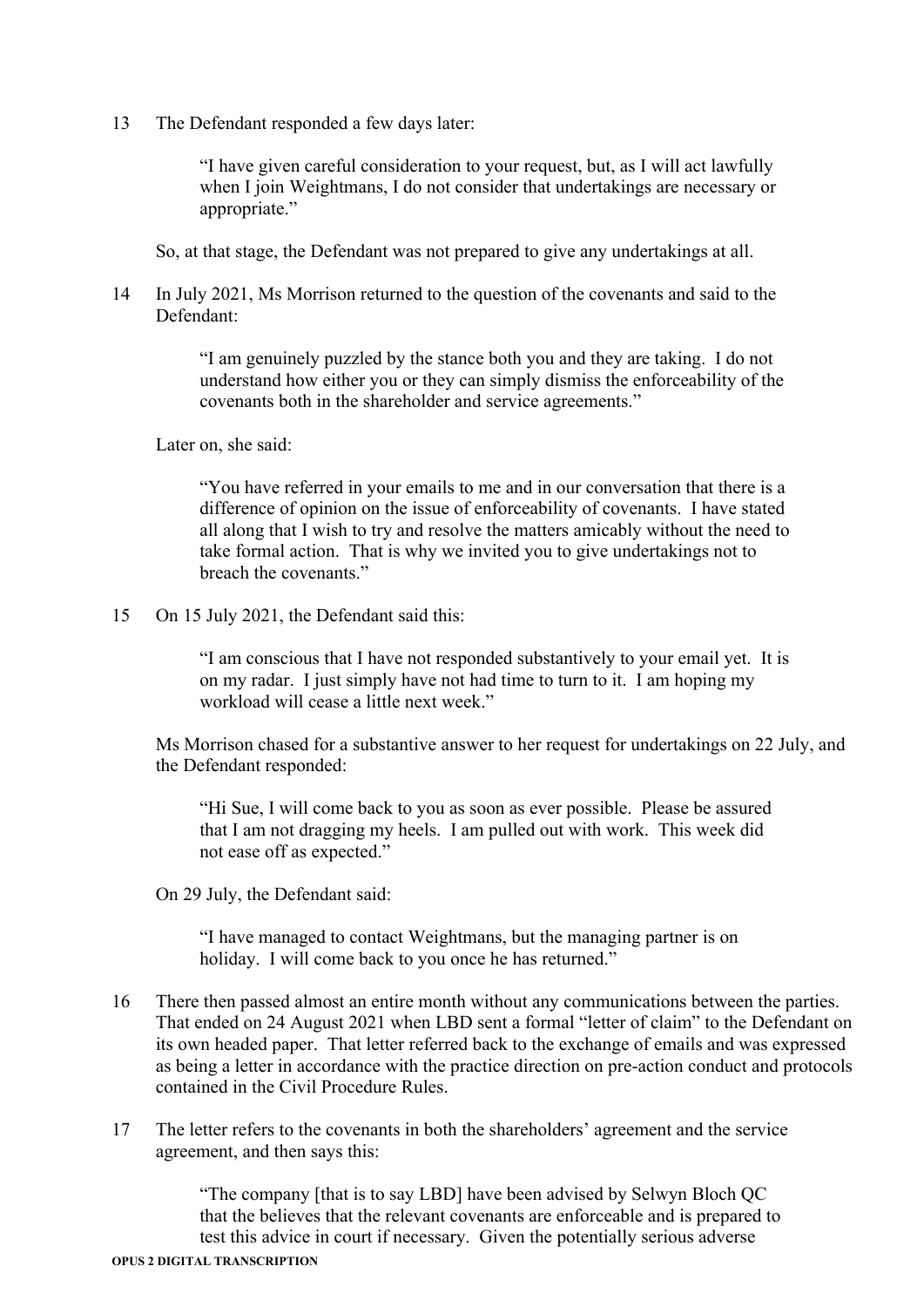13 The Defendant responded a few days later:

> "I have given careful consideration to your request, but, as I will act lawfully when I join Weightmans, I do not consider that undertakings are necessary or appropriate."

So, at that stage, the Defendant was not prepared to give any undertakings at all.

14 In July 2021, Ms Morrison returned to the question of the covenants and said to the Defendant:

> "I am genuinely puzzled by the stance both you and they are taking. I do not understand how either you or they can simply dismiss the enforceability of the covenants both in the shareholder and service agreements."

Later on, she said:

> "You have referred in your emails to me and in our conversation that there is a difference of opinion on the issue of enforceability of covenants. I have stated all along that I wish to try and resolve the matters amicably without the need to take formal action. That is why we invited you to give undertakings not to breach the covenants."

15 On 15 July 2021, the Defendant said this:

> "I am conscious that I have not responded substantively to your email yet. It is on my radar. I just simply have not had time to turn to it. I am hoping my workload will cease a little next week."

Ms Morrison chased for a substantive answer to her request for undertakings on 22 July, and the Defendant responded:

> "Hi Sue, I will come back to you as soon as ever possible. Please be assured that I am not dragging my heels. I am pulled out with work. This week did not ease off as expected."

On 29 July, the Defendant said:

> "I have managed to contact Weightmans, but the managing partner is on holiday. I will come back to you once he has returned."

16 There then passed almost an entire month without any communications between the parties. That ended on 24 August 2021 when LBD sent a formal "letter of claim" to the Defendant on its own headed paper. That letter referred back to the exchange of emails and was expressed as being a letter in accordance with the practice direction on pre-action conduct and protocols contained in the Civil Procedure Rules.

17 The letter refers to the covenants in both the shareholders' agreement and the service agreement, and then says this:

> "The company [that is to say LBD] have been advised by Selwyn Bloch QC that the believes that the relevant covenants are enforceable and is prepared to test this advice in court if necessary. Given the potentially serious adverse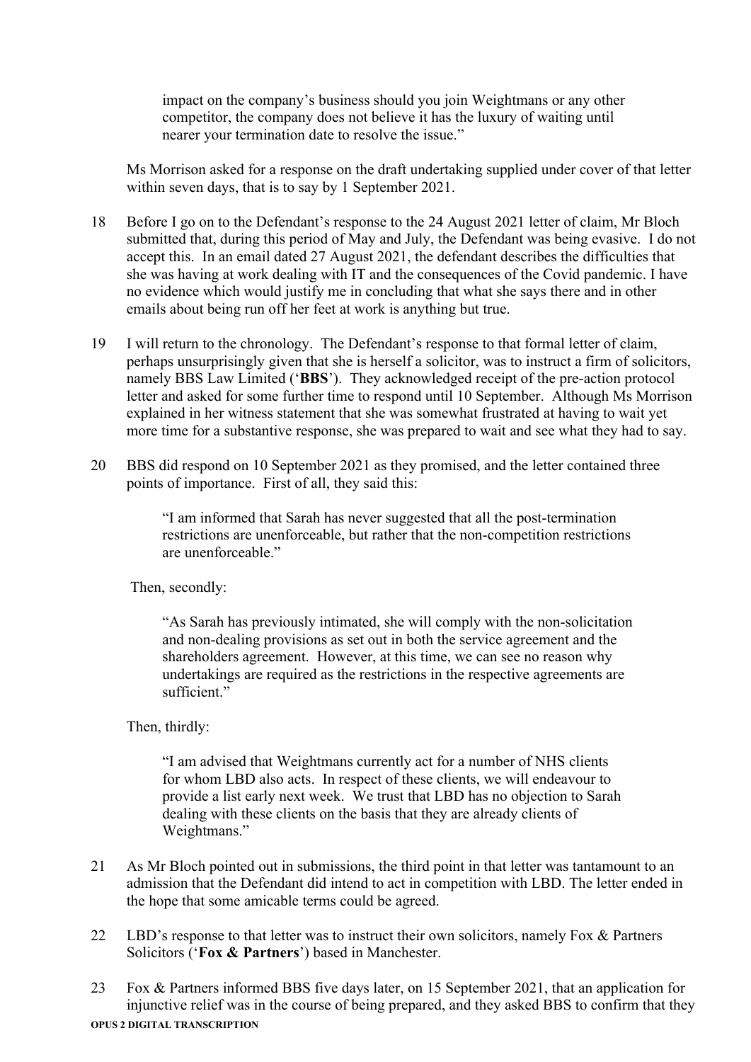impact on the company's business should you join Weightmans or any other competitor, the company does not believe it has the luxury of waiting until nearer your termination date to resolve the issue."

Ms Morrison asked for a response on the draft undertaking supplied under cover of that letter within seven days, that is to say by 1 September 2021.

18 Before I go on to the Defendant's response to the 24 August 2021 letter of claim, Mr Bloch submitted that, during this period of May and July, the Defendant was being evasive. I do not accept this. In an email dated 27 August 2021, the defendant describes the difficulties that she was having at work dealing with IT and the consequences of the Covid pandemic. I have no evidence which would justify me in concluding that what she says there and in other emails about being run off her feet at work is anything but true.

19 I will return to the chronology. The Defendant's response to that formal letter of claim, perhaps unsurprisingly given that she is herself a solicitor, was to instruct a firm of solicitors, namely BBS Law Limited ('**BBS**'). They acknowledged receipt of the pre-action protocol letter and asked for some further time to respond until 10 September. Although Ms Morrison explained in her witness statement that she was somewhat frustrated at having to wait yet more time for a substantive response, she was prepared to wait and see what they had to say.

20 BBS did respond on 10 September 2021 as they promised, and the letter contained three points of importance. First of all, they said this:

> "I am informed that Sarah has never suggested that all the post-termination restrictions are unenforceable, but rather that the non-competition restrictions are unenforceable."

Then, secondly:

> "As Sarah has previously intimated, she will comply with the non-solicitation and non-dealing provisions as set out in both the service agreement and the shareholders agreement. However, at this time, we can see no reason why undertakings are required as the restrictions in the respective agreements are sufficient."

Then, thirdly:

> "I am advised that Weightmans currently act for a number of NHS clients for whom LBD also acts. In respect of these clients, we will endeavour to provide a list early next week. We trust that LBD has no objection to Sarah dealing with these clients on the basis that they are already clients of Weightmans."

21 As Mr Bloch pointed out in submissions, the third point in that letter was tantamount to an admission that the Defendant did intend to act in competition with LBD. The letter ended in the hope that some amicable terms could be agreed.

22 LBD's response to that letter was to instruct their own solicitors, namely Fox & Partners Solicitors ('**Fox & Partners**') based in Manchester.

23 Fox & Partners informed BBS five days later, on 15 September 2021, that an application for injunctive relief was in the course of being prepared, and they asked BBS to confirm that they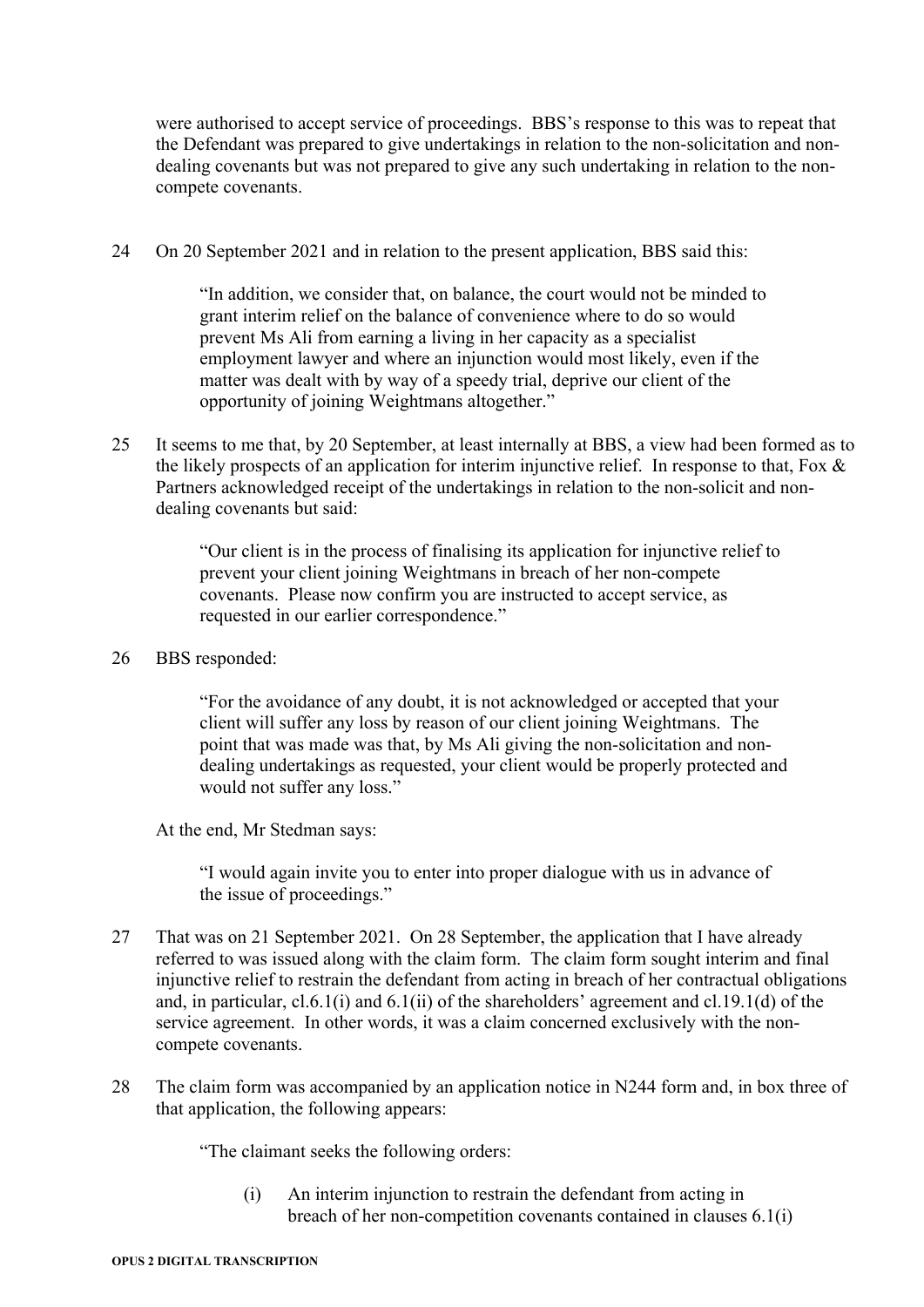were authorised to accept service of proceedings. BBS's response to this was to repeat that the Defendant was prepared to give undertakings in relation to the non-solicitation and non-dealing covenants but was not prepared to give any such undertaking in relation to the non-compete covenants.

24 On 20 September 2021 and in relation to the present application, BBS said this:

> "In addition, we consider that, on balance, the court would not be minded to grant interim relief on the balance of convenience where to do so would prevent Ms Ali from earning a living in her capacity as a specialist employment lawyer and where an injunction would most likely, even if the matter was dealt with by way of a speedy trial, deprive our client of the opportunity of joining Weightmans altogether."

25 It seems to me that, by 20 September, at least internally at BBS, a view had been formed as to the likely prospects of an application for interim injunctive relief. In response to that, Fox & Partners acknowledged receipt of the undertakings in relation to the non-solicit and non-dealing covenants but said:

> "Our client is in the process of finalising its application for injunctive relief to prevent your client joining Weightmans in breach of her non-compete covenants. Please now confirm you are instructed to accept service, as requested in our earlier correspondence."

26 BBS responded:

> "For the avoidance of any doubt, it is not acknowledged or accepted that your client will suffer any loss by reason of our client joining Weightmans. The point that was made was that, by Ms Ali giving the non-solicitation and non-dealing undertakings as requested, your client would be properly protected and would not suffer any loss."

At the end, Mr Stedman says:

> "I would again invite you to enter into proper dialogue with us in advance of the issue of proceedings."

27 That was on 21 September 2021. On 28 September, the application that I have already referred to was issued along with the claim form. The claim form sought interim and final injunctive relief to restrain the defendant from acting in breach of her contractual obligations and, in particular, cl.6.1(i) and 6.1(ii) of the shareholders' agreement and cl.19.1(d) of the service agreement. In other words, it was a claim concerned exclusively with the non-compete covenants.

28 The claim form was accompanied by an application notice in N244 form and, in box three of that application, the following appears:

> "The claimant seeks the following orders:
>
> (i) An interim injunction to restrain the defendant from acting in breach of her non-competition covenants contained in clauses 6.1(i)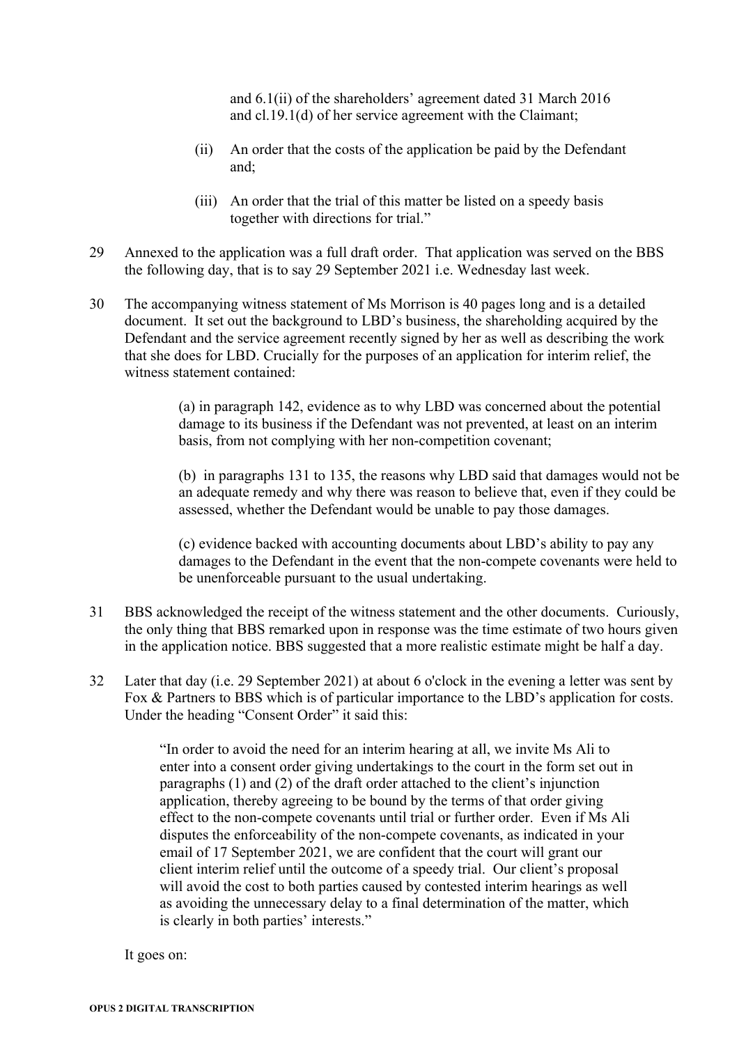and 6.1(ii) of the shareholders' agreement dated 31 March 2016 and cl.19.1(d) of her service agreement with the Claimant;

(ii) An order that the costs of the application be paid by the Defendant and;

(iii) An order that the trial of this matter be listed on a speedy basis together with directions for trial."

29 Annexed to the application was a full draft order. That application was served on the BBS the following day, that is to say 29 September 2021 i.e. Wednesday last week.

30 The accompanying witness statement of Ms Morrison is 40 pages long and is a detailed document. It set out the background to LBD's business, the shareholding acquired by the Defendant and the service agreement recently signed by her as well as describing the work that she does for LBD. Crucially for the purposes of an application for interim relief, the witness statement contained:

> (a) in paragraph 142, evidence as to why LBD was concerned about the potential damage to its business if the Defendant was not prevented, at least on an interim basis, from not complying with her non-competition covenant;
>
> (b) in paragraphs 131 to 135, the reasons why LBD said that damages would not be an adequate remedy and why there was reason to believe that, even if they could be assessed, whether the Defendant would be unable to pay those damages.
>
> (c) evidence backed with accounting documents about LBD's ability to pay any damages to the Defendant in the event that the non-compete covenants were held to be unenforceable pursuant to the usual undertaking.

31 BBS acknowledged the receipt of the witness statement and the other documents. Curiously, the only thing that BBS remarked upon in response was the time estimate of two hours given in the application notice. BBS suggested that a more realistic estimate might be half a day.

32 Later that day (i.e. 29 September 2021) at about 6 o'clock in the evening a letter was sent by Fox & Partners to BBS which is of particular importance to the LBD's application for costs. Under the heading "Consent Order" it said this:

> "In order to avoid the need for an interim hearing at all, we invite Ms Ali to enter into a consent order giving undertakings to the court in the form set out in paragraphs (1) and (2) of the draft order attached to the client's injunction application, thereby agreeing to be bound by the terms of that order giving effect to the non-compete covenants until trial or further order. Even if Ms Ali disputes the enforceability of the non-compete covenants, as indicated in your email of 17 September 2021, we are confident that the court will grant our client interim relief until the outcome of a speedy trial. Our client's proposal will avoid the cost to both parties caused by contested interim hearings as well as avoiding the unnecessary delay to a final determination of the matter, which is clearly in both parties' interests."

It goes on: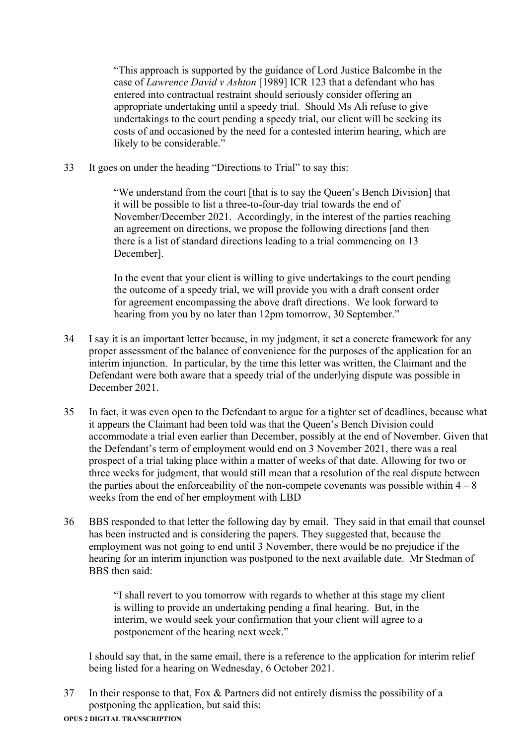> "This approach is supported by the guidance of Lord Justice Balcombe in the case of *Lawrence David v Ashton* [1989] ICR 123 that a defendant who has entered into contractual restraint should seriously consider offering an appropriate undertaking until a speedy trial. Should Ms Ali refuse to give undertakings to the court pending a speedy trial, our client will be seeking its costs of and occasioned by the need for a contested interim hearing, which are likely to be considerable."

33 It goes on under the heading "Directions to Trial" to say this:

> "We understand from the court [that is to say the Queen's Bench Division] that it will be possible to list a three-to-four-day trial towards the end of November/December 2021. Accordingly, in the interest of the parties reaching an agreement on directions, we propose the following directions [and then there is a list of standard directions leading to a trial commencing on 13 December].
>
> In the event that your client is willing to give undertakings to the court pending the outcome of a speedy trial, we will provide you with a draft consent order for agreement encompassing the above draft directions. We look forward to hearing from you by no later than 12pm tomorrow, 30 September."

34 I say it is an important letter because, in my judgment, it set a concrete framework for any proper assessment of the balance of convenience for the purposes of the application for an interim injunction. In particular, by the time this letter was written, the Claimant and the Defendant were both aware that a speedy trial of the underlying dispute was possible in December 2021.

35 In fact, it was even open to the Defendant to argue for a tighter set of deadlines, because what it appears the Claimant had been told was that the Queen's Bench Division could accommodate a trial even earlier than December, possibly at the end of November. Given that the Defendant's term of employment would end on 3 November 2021, there was a real prospect of a trial taking place within a matter of weeks of that date. Allowing for two or three weeks for judgment, that would still mean that a resolution of the real dispute between the parties about the enforceability of the non-compete covenants was possible within 4 – 8 weeks from the end of her employment with LBD

36 BBS responded to that letter the following day by email. They said in that email that counsel has been instructed and is considering the papers. They suggested that, because the employment was not going to end until 3 November, there would be no prejudice if the hearing for an interim injunction was postponed to the next available date. Mr Stedman of BBS then said:

> "I shall revert to you tomorrow with regards to whether at this stage my client is willing to provide an undertaking pending a final hearing. But, in the interim, we would seek your confirmation that your client will agree to a postponement of the hearing next week."

I should say that, in the same email, there is a reference to the application for interim relief being listed for a hearing on Wednesday, 6 October 2021.

37 In their response to that, Fox & Partners did not entirely dismiss the possibility of a postponing the application, but said this: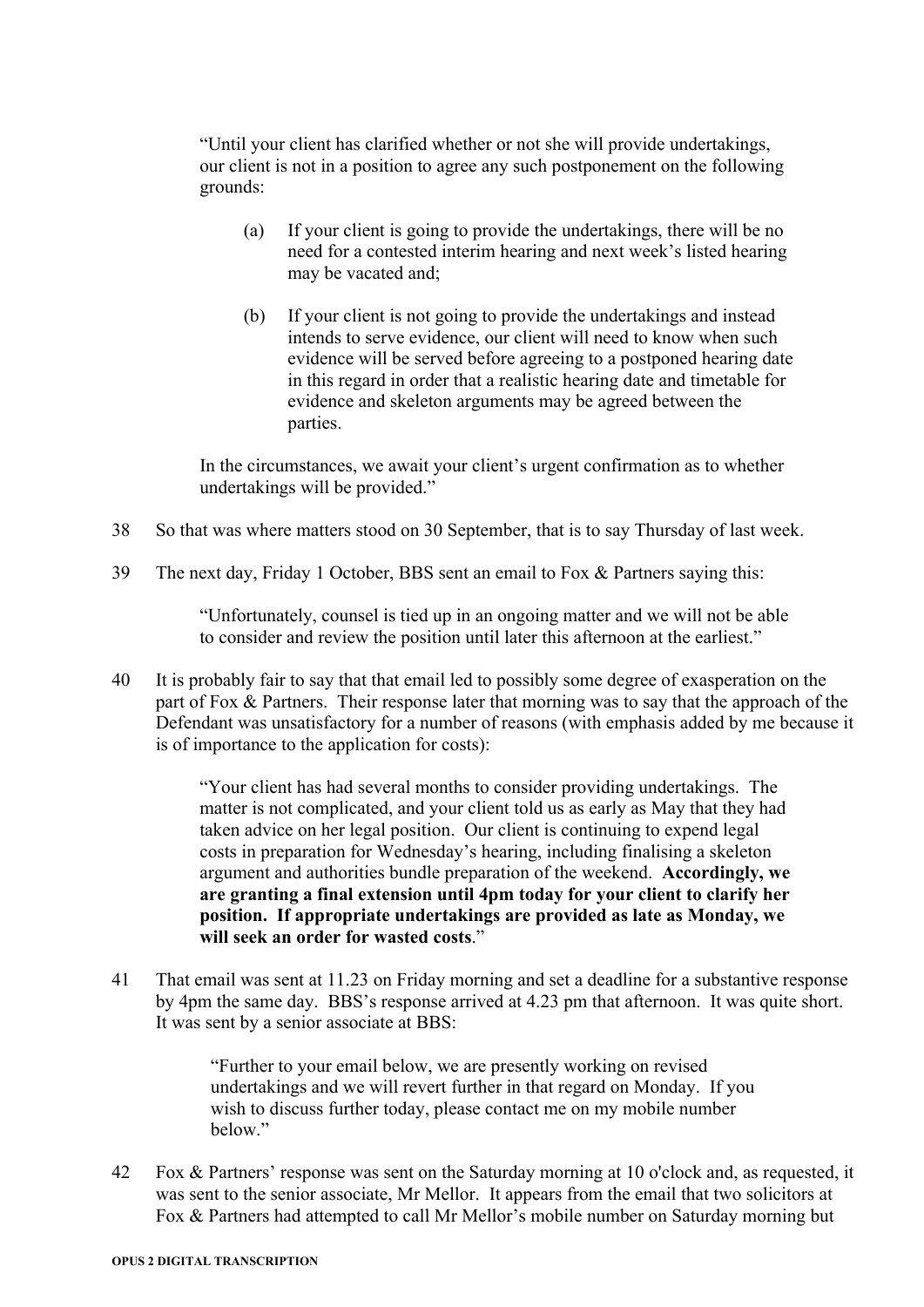> "Until your client has clarified whether or not she will provide undertakings, our client is not in a position to agree any such postponement on the following grounds:
>
> (a) If your client is going to provide the undertakings, there will be no need for a contested interim hearing and next week's listed hearing may be vacated and;
>
> (b) If your client is not going to provide the undertakings and instead intends to serve evidence, our client will need to know when such evidence will be served before agreeing to a postponed hearing date in this regard in order that a realistic hearing date and timetable for evidence and skeleton arguments may be agreed between the parties.
>
> In the circumstances, we await your client's urgent confirmation as to whether undertakings will be provided."

38 So that was where matters stood on 30 September, that is to say Thursday of last week.

39 The next day, Friday 1 October, BBS sent an email to Fox & Partners saying this:

> "Unfortunately, counsel is tied up in an ongoing matter and we will not be able to consider and review the position until later this afternoon at the earliest."

40 It is probably fair to say that that email led to possibly some degree of exasperation on the part of Fox & Partners. Their response later that morning was to say that the approach of the Defendant was unsatisfactory for a number of reasons (with emphasis added by me because it is of importance to the application for costs):

> "Your client has had several months to consider providing undertakings. The matter is not complicated, and your client told us as early as May that they had taken advice on her legal position. Our client is continuing to expend legal costs in preparation for Wednesday's hearing, including finalising a skeleton argument and authorities bundle preparation of the weekend. **Accordingly, we are granting a final extension until 4pm today for your client to clarify her position. If appropriate undertakings are provided as late as Monday, we will seek an order for wasted costs**."

41 That email was sent at 11.23 on Friday morning and set a deadline for a substantive response by 4pm the same day. BBS's response arrived at 4.23 pm that afternoon. It was quite short. It was sent by a senior associate at BBS:

> "Further to your email below, we are presently working on revised undertakings and we will revert further in that regard on Monday. If you wish to discuss further today, please contact me on my mobile number below."

42 Fox & Partners' response was sent on the Saturday morning at 10 o'clock and, as requested, it was sent to the senior associate, Mr Mellor. It appears from the email that two solicitors at Fox & Partners had attempted to call Mr Mellor's mobile number on Saturday morning but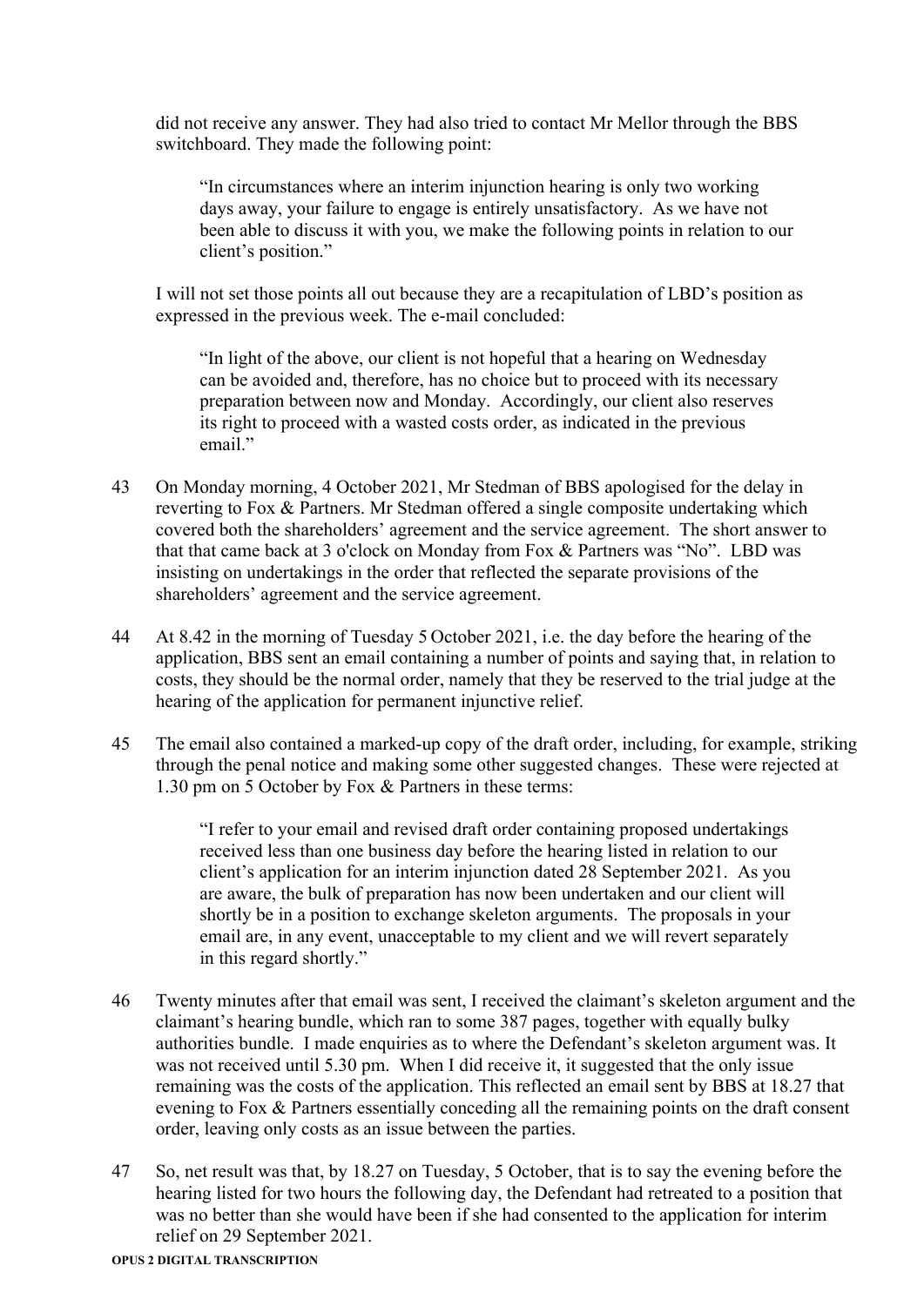did not receive any answer. They had also tried to contact Mr Mellor through the BBS switchboard. They made the following point:

> "In circumstances where an interim injunction hearing is only two working days away, your failure to engage is entirely unsatisfactory. As we have not been able to discuss it with you, we make the following points in relation to our client's position."

I will not set those points all out because they are a recapitulation of LBD's position as expressed in the previous week. The e-mail concluded:

> "In light of the above, our client is not hopeful that a hearing on Wednesday can be avoided and, therefore, has no choice but to proceed with its necessary preparation between now and Monday. Accordingly, our client also reserves its right to proceed with a wasted costs order, as indicated in the previous email."

43 On Monday morning, 4 October 2021, Mr Stedman of BBS apologised for the delay in reverting to Fox & Partners. Mr Stedman offered a single composite undertaking which covered both the shareholders' agreement and the service agreement. The short answer to that that came back at 3 o'clock on Monday from Fox & Partners was "No". LBD was insisting on undertakings in the order that reflected the separate provisions of the shareholders' agreement and the service agreement.

44 At 8.42 in the morning of Tuesday 5 October 2021, i.e. the day before the hearing of the application, BBS sent an email containing a number of points and saying that, in relation to costs, they should be the normal order, namely that they be reserved to the trial judge at the hearing of the application for permanent injunctive relief.

45 The email also contained a marked-up copy of the draft order, including, for example, striking through the penal notice and making some other suggested changes. These were rejected at 1.30 pm on 5 October by Fox & Partners in these terms:

> "I refer to your email and revised draft order containing proposed undertakings received less than one business day before the hearing listed in relation to our client's application for an interim injunction dated 28 September 2021. As you are aware, the bulk of preparation has now been undertaken and our client will shortly be in a position to exchange skeleton arguments. The proposals in your email are, in any event, unacceptable to my client and we will revert separately in this regard shortly."

46 Twenty minutes after that email was sent, I received the claimant's skeleton argument and the claimant's hearing bundle, which ran to some 387 pages, together with equally bulky authorities bundle. I made enquiries as to where the Defendant's skeleton argument was. It was not received until 5.30 pm. When I did receive it, it suggested that the only issue remaining was the costs of the application. This reflected an email sent by BBS at 18.27 that evening to Fox & Partners essentially conceding all the remaining points on the draft consent order, leaving only costs as an issue between the parties.

47 So, net result was that, by 18.27 on Tuesday, 5 October, that is to say the evening before the hearing listed for two hours the following day, the Defendant had retreated to a position that was no better than she would have been if she had consented to the application for interim relief on 29 September 2021.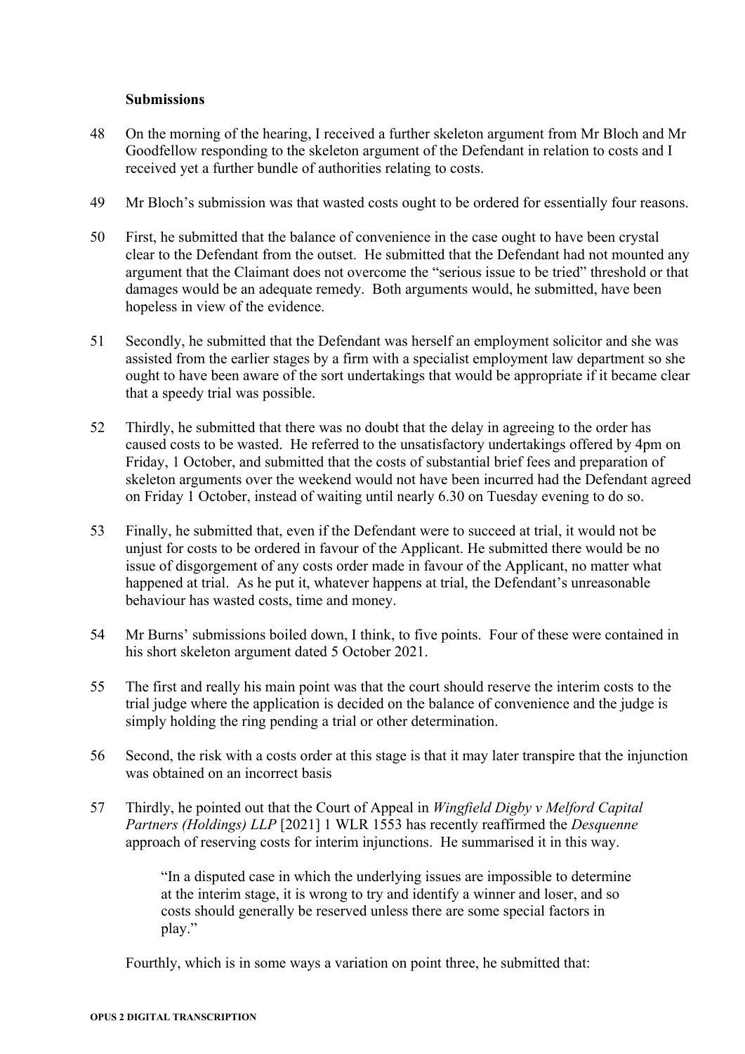**Submissions**

48 On the morning of the hearing, I received a further skeleton argument from Mr Bloch and Mr Goodfellow responding to the skeleton argument of the Defendant in relation to costs and I received yet a further bundle of authorities relating to costs.

49 Mr Bloch's submission was that wasted costs ought to be ordered for essentially four reasons.

50 First, he submitted that the balance of convenience in the case ought to have been crystal clear to the Defendant from the outset. He submitted that the Defendant had not mounted any argument that the Claimant does not overcome the "serious issue to be tried" threshold or that damages would be an adequate remedy. Both arguments would, he submitted, have been hopeless in view of the evidence.

51 Secondly, he submitted that the Defendant was herself an employment solicitor and she was assisted from the earlier stages by a firm with a specialist employment law department so she ought to have been aware of the sort undertakings that would be appropriate if it became clear that a speedy trial was possible.

52 Thirdly, he submitted that there was no doubt that the delay in agreeing to the order has caused costs to be wasted. He referred to the unsatisfactory undertakings offered by 4pm on Friday, 1 October, and submitted that the costs of substantial brief fees and preparation of skeleton arguments over the weekend would not have been incurred had the Defendant agreed on Friday 1 October, instead of waiting until nearly 6.30 on Tuesday evening to do so.

53 Finally, he submitted that, even if the Defendant were to succeed at trial, it would not be unjust for costs to be ordered in favour of the Applicant. He submitted there would be no issue of disgorgement of any costs order made in favour of the Applicant, no matter what happened at trial. As he put it, whatever happens at trial, the Defendant's unreasonable behaviour has wasted costs, time and money.

54 Mr Burns' submissions boiled down, I think, to five points. Four of these were contained in his short skeleton argument dated 5 October 2021.

55 The first and really his main point was that the court should reserve the interim costs to the trial judge where the application is decided on the balance of convenience and the judge is simply holding the ring pending a trial or other determination.

56 Second, the risk with a costs order at this stage is that it may later transpire that the injunction was obtained on an incorrect basis

57 Thirdly, he pointed out that the Court of Appeal in *Wingfield Digby v Melford Capital Partners (Holdings) LLP* [2021] 1 WLR 1553 has recently reaffirmed the *Desquenne* approach of reserving costs for interim injunctions. He summarised it in this way.

> "In a disputed case in which the underlying issues are impossible to determine at the interim stage, it is wrong to try and identify a winner and loser, and so costs should generally be reserved unless there are some special factors in play."

Fourthly, which is in some ways a variation on point three, he submitted that: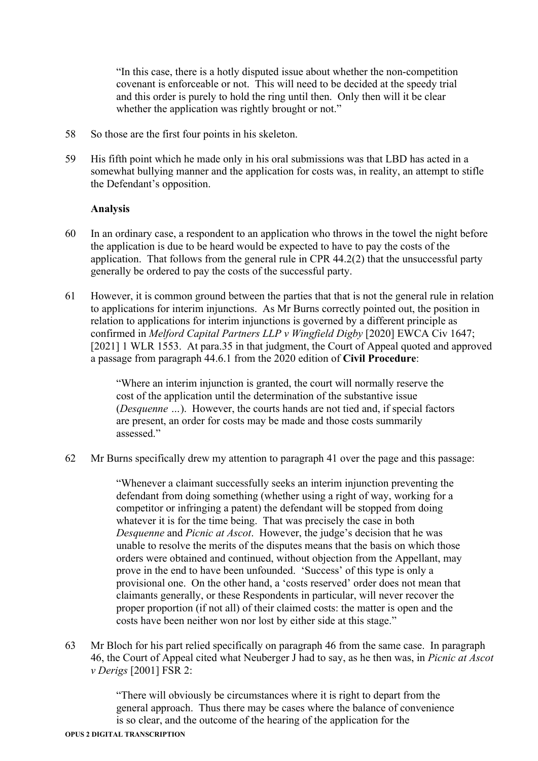> "In this case, there is a hotly disputed issue about whether the non-competition covenant is enforceable or not. This will need to be decided at the speedy trial and this order is purely to hold the ring until then. Only then will it be clear whether the application was rightly brought or not."

58 So those are the first four points in his skeleton.

59 His fifth point which he made only in his oral submissions was that LBD has acted in a somewhat bullying manner and the application for costs was, in reality, an attempt to stifle the Defendant's opposition.

**Analysis**

60 In an ordinary case, a respondent to an application who throws in the towel the night before the application is due to be heard would be expected to have to pay the costs of the application. That follows from the general rule in CPR 44.2(2) that the unsuccessful party generally be ordered to pay the costs of the successful party.

61 However, it is common ground between the parties that that is not the general rule in relation to applications for interim injunctions. As Mr Burns correctly pointed out, the position in relation to applications for interim injunctions is governed by a different principle as confirmed in *Melford Capital Partners LLP v Wingfield Digby* [2020] EWCA Civ 1647; [2021] 1 WLR 1553. At para.35 in that judgment, the Court of Appeal quoted and approved a passage from paragraph 44.6.1 from the 2020 edition of **Civil Procedure**:

> "Where an interim injunction is granted, the court will normally reserve the cost of the application until the determination of the substantive issue (*Desquenne …*). However, the courts hands are not tied and, if special factors are present, an order for costs may be made and those costs summarily assessed."

62 Mr Burns specifically drew my attention to paragraph 41 over the page and this passage:

> "Whenever a claimant successfully seeks an interim injunction preventing the defendant from doing something (whether using a right of way, working for a competitor or infringing a patent) the defendant will be stopped from doing whatever it is for the time being. That was precisely the case in both *Desquenne* and *Picnic at Ascot*. However, the judge's decision that he was unable to resolve the merits of the disputes means that the basis on which those orders were obtained and continued, without objection from the Appellant, may prove in the end to have been unfounded. 'Success' of this type is only a provisional one. On the other hand, a 'costs reserved' order does not mean that claimants generally, or these Respondents in particular, will never recover the proper proportion (if not all) of their claimed costs: the matter is open and the costs have been neither won nor lost by either side at this stage."

63 Mr Bloch for his part relied specifically on paragraph 46 from the same case. In paragraph 46, the Court of Appeal cited what Neuberger J had to say, as he then was, in *Picnic at Ascot v Derigs* [2001] FSR 2:

> "There will obviously be circumstances where it is right to depart from the general approach. Thus there may be cases where the balance of convenience is so clear, and the outcome of the hearing of the application for the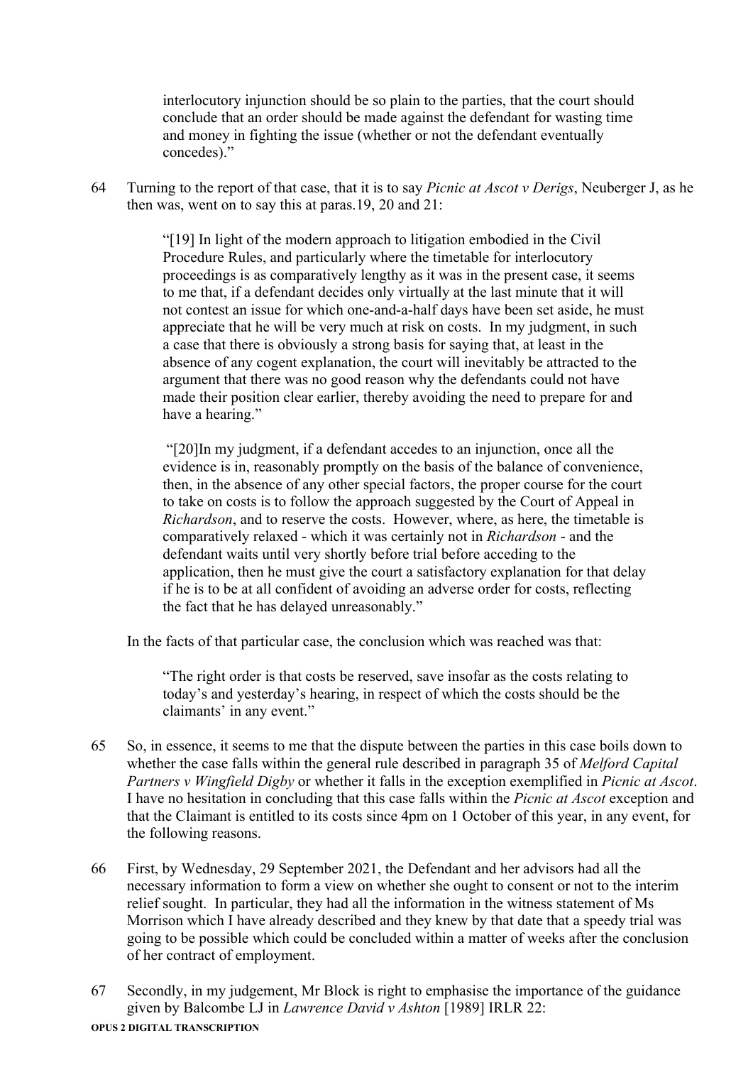> interlocutory injunction should be so plain to the parties, that the court should conclude that an order should be made against the defendant for wasting time and money in fighting the issue (whether or not the defendant eventually concedes)."

64 Turning to the report of that case, that it is to say *Picnic at Ascot v Derigs*, Neuberger J, as he then was, went on to say this at paras.19, 20 and 21:

> "[19] In light of the modern approach to litigation embodied in the Civil Procedure Rules, and particularly where the timetable for interlocutory proceedings is as comparatively lengthy as it was in the present case, it seems to me that, if a defendant decides only virtually at the last minute that it will not contest an issue for which one-and-a-half days have been set aside, he must appreciate that he will be very much at risk on costs. In my judgment, in such a case that there is obviously a strong basis for saying that, at least in the absence of any cogent explanation, the court will inevitably be attracted to the argument that there was no good reason why the defendants could not have made their position clear earlier, thereby avoiding the need to prepare for and have a hearing."

> "[20]In my judgment, if a defendant accedes to an injunction, once all the evidence is in, reasonably promptly on the basis of the balance of convenience, then, in the absence of any other special factors, the proper course for the court to take on costs is to follow the approach suggested by the Court of Appeal in *Richardson*, and to reserve the costs. However, where, as here, the timetable is comparatively relaxed - which it was certainly not in *Richardson* - and the defendant waits until very shortly before trial before acceding to the application, then he must give the court a satisfactory explanation for that delay if he is to be at all confident of avoiding an adverse order for costs, reflecting the fact that he has delayed unreasonably."

In the facts of that particular case, the conclusion which was reached was that:

> "The right order is that costs be reserved, save insofar as the costs relating to today's and yesterday's hearing, in respect of which the costs should be the claimants' in any event."

65 So, in essence, it seems to me that the dispute between the parties in this case boils down to whether the case falls within the general rule described in paragraph 35 of *Melford Capital Partners v Wingfield Digby* or whether it falls in the exception exemplified in *Picnic at Ascot*. I have no hesitation in concluding that this case falls within the *Picnic at Ascot* exception and that the Claimant is entitled to its costs since 4pm on 1 October of this year, in any event, for the following reasons.

66 First, by Wednesday, 29 September 2021, the Defendant and her advisors had all the necessary information to form a view on whether she ought to consent or not to the interim relief sought. In particular, they had all the information in the witness statement of Ms Morrison which I have already described and they knew by that date that a speedy trial was going to be possible which could be concluded within a matter of weeks after the conclusion of her contract of employment.

67 Secondly, in my judgement, Mr Block is right to emphasise the importance of the guidance given by Balcombe LJ in *Lawrence David v Ashton* [1989] IRLR 22: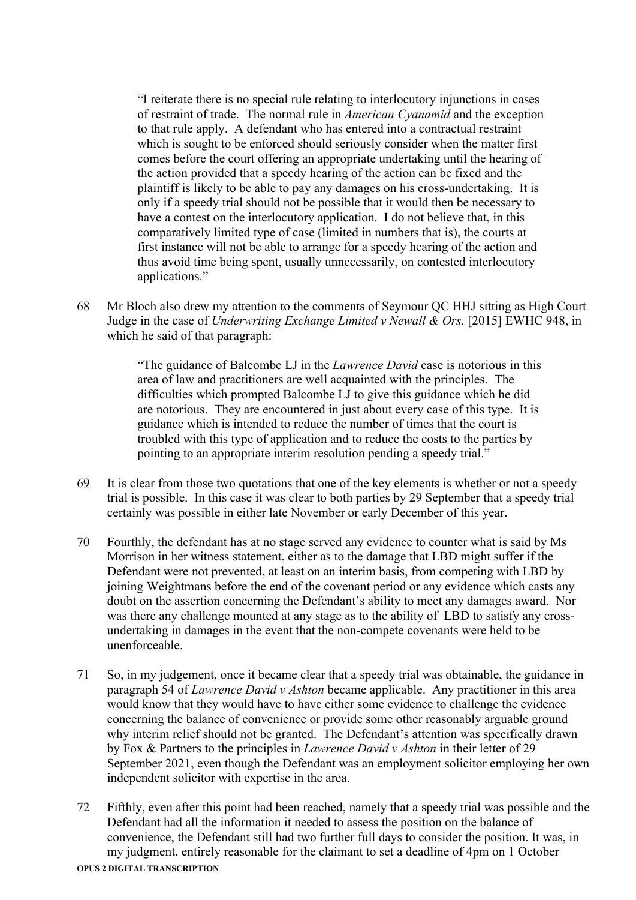> "I reiterate there is no special rule relating to interlocutory injunctions in cases of restraint of trade. The normal rule in *American Cyanamid* and the exception to that rule apply. A defendant who has entered into a contractual restraint which is sought to be enforced should seriously consider when the matter first comes before the court offering an appropriate undertaking until the hearing of the action provided that a speedy hearing of the action can be fixed and the plaintiff is likely to be able to pay any damages on his cross-undertaking. It is only if a speedy trial should not be possible that it would then be necessary to have a contest on the interlocutory application. I do not believe that, in this comparatively limited type of case (limited in numbers that is), the courts at first instance will not be able to arrange for a speedy hearing of the action and thus avoid time being spent, usually unnecessarily, on contested interlocutory applications."

68 Mr Bloch also drew my attention to the comments of Seymour QC HHJ sitting as High Court Judge in the case of *Underwriting Exchange Limited v Newall & Ors.* [2015] EWHC 948, in which he said of that paragraph:

> "The guidance of Balcombe LJ in the *Lawrence David* case is notorious in this area of law and practitioners are well acquainted with the principles. The difficulties which prompted Balcombe LJ to give this guidance which he did are notorious. They are encountered in just about every case of this type. It is guidance which is intended to reduce the number of times that the court is troubled with this type of application and to reduce the costs to the parties by pointing to an appropriate interim resolution pending a speedy trial."

69 It is clear from those two quotations that one of the key elements is whether or not a speedy trial is possible. In this case it was clear to both parties by 29 September that a speedy trial certainly was possible in either late November or early December of this year.

70 Fourthly, the defendant has at no stage served any evidence to counter what is said by Ms Morrison in her witness statement, either as to the damage that LBD might suffer if the Defendant were not prevented, at least on an interim basis, from competing with LBD by joining Weightmans before the end of the covenant period or any evidence which casts any doubt on the assertion concerning the Defendant's ability to meet any damages award. Nor was there any challenge mounted at any stage as to the ability of LBD to satisfy any cross-undertaking in damages in the event that the non-compete covenants were held to be unenforceable.

71 So, in my judgement, once it became clear that a speedy trial was obtainable, the guidance in paragraph 54 of *Lawrence David v Ashton* became applicable. Any practitioner in this area would know that they would have to have either some evidence to challenge the evidence concerning the balance of convenience or provide some other reasonably arguable ground why interim relief should not be granted. The Defendant's attention was specifically drawn by Fox & Partners to the principles in *Lawrence David v Ashton* in their letter of 29 September 2021, even though the Defendant was an employment solicitor employing her own independent solicitor with expertise in the area.

72 Fifthly, even after this point had been reached, namely that a speedy trial was possible and the Defendant had all the information it needed to assess the position on the balance of convenience, the Defendant still had two further full days to consider the position. It was, in my judgment, entirely reasonable for the claimant to set a deadline of 4pm on 1 October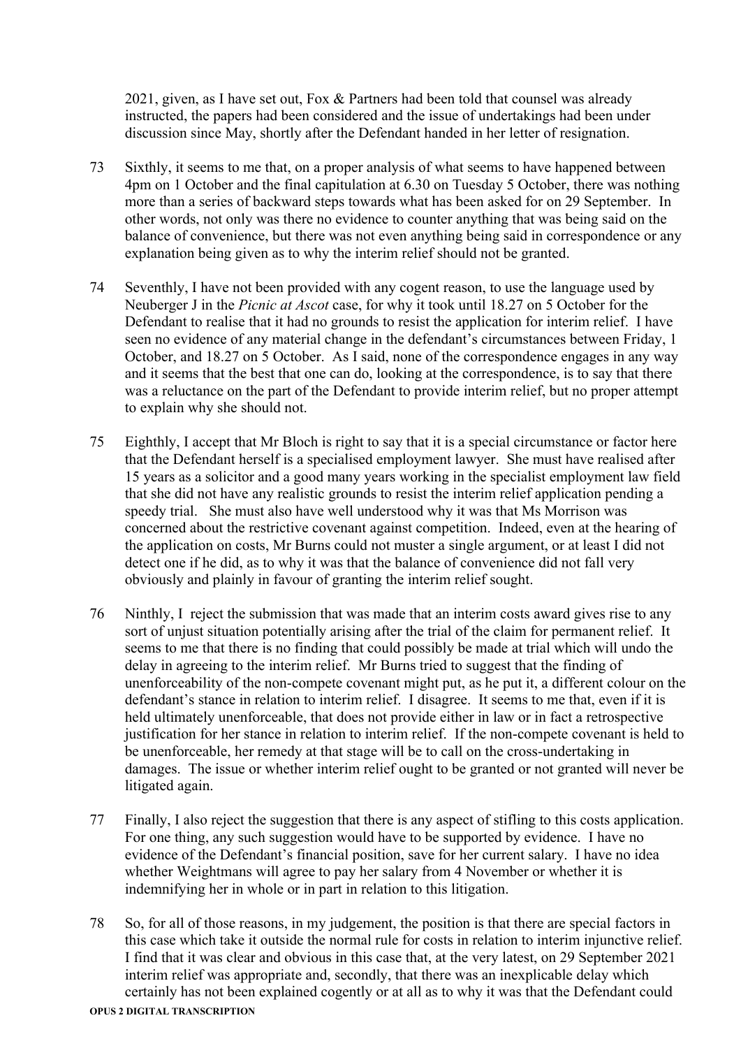2021, given, as I have set out, Fox & Partners had been told that counsel was already instructed, the papers had been considered and the issue of undertakings had been under discussion since May, shortly after the Defendant handed in her letter of resignation.

73 Sixthly, it seems to me that, on a proper analysis of what seems to have happened between 4pm on 1 October and the final capitulation at 6.30 on Tuesday 5 October, there was nothing more than a series of backward steps towards what has been asked for on 29 September. In other words, not only was there no evidence to counter anything that was being said on the balance of convenience, but there was not even anything being said in correspondence or any explanation being given as to why the interim relief should not be granted.

74 Seventhly, I have not been provided with any cogent reason, to use the language used by Neuberger J in the *Picnic at Ascot* case, for why it took until 18.27 on 5 October for the Defendant to realise that it had no grounds to resist the application for interim relief. I have seen no evidence of any material change in the defendant's circumstances between Friday, 1 October, and 18.27 on 5 October. As I said, none of the correspondence engages in any way and it seems that the best that one can do, looking at the correspondence, is to say that there was a reluctance on the part of the Defendant to provide interim relief, but no proper attempt to explain why she should not.

75 Eighthly, I accept that Mr Bloch is right to say that it is a special circumstance or factor here that the Defendant herself is a specialised employment lawyer. She must have realised after 15 years as a solicitor and a good many years working in the specialist employment law field that she did not have any realistic grounds to resist the interim relief application pending a speedy trial. She must also have well understood why it was that Ms Morrison was concerned about the restrictive covenant against competition. Indeed, even at the hearing of the application on costs, Mr Burns could not muster a single argument, or at least I did not detect one if he did, as to why it was that the balance of convenience did not fall very obviously and plainly in favour of granting the interim relief sought.

76 Ninthly, I reject the submission that was made that an interim costs award gives rise to any sort of unjust situation potentially arising after the trial of the claim for permanent relief. It seems to me that there is no finding that could possibly be made at trial which will undo the delay in agreeing to the interim relief. Mr Burns tried to suggest that the finding of unenforceability of the non-compete covenant might put, as he put it, a different colour on the defendant's stance in relation to interim relief. I disagree. It seems to me that, even if it is held ultimately unenforceable, that does not provide either in law or in fact a retrospective justification for her stance in relation to interim relief. If the non-compete covenant is held to be unenforceable, her remedy at that stage will be to call on the cross-undertaking in damages. The issue or whether interim relief ought to be granted or not granted will never be litigated again.

77 Finally, I also reject the suggestion that there is any aspect of stifling to this costs application. For one thing, any such suggestion would have to be supported by evidence. I have no evidence of the Defendant's financial position, save for her current salary. I have no idea whether Weightmans will agree to pay her salary from 4 November or whether it is indemnifying her in whole or in part in relation to this litigation.

78 So, for all of those reasons, in my judgement, the position is that there are special factors in this case which take it outside the normal rule for costs in relation to interim injunctive relief. I find that it was clear and obvious in this case that, at the very latest, on 29 September 2021 interim relief was appropriate and, secondly, that there was an inexplicable delay which certainly has not been explained cogently or at all as to why it was that the Defendant could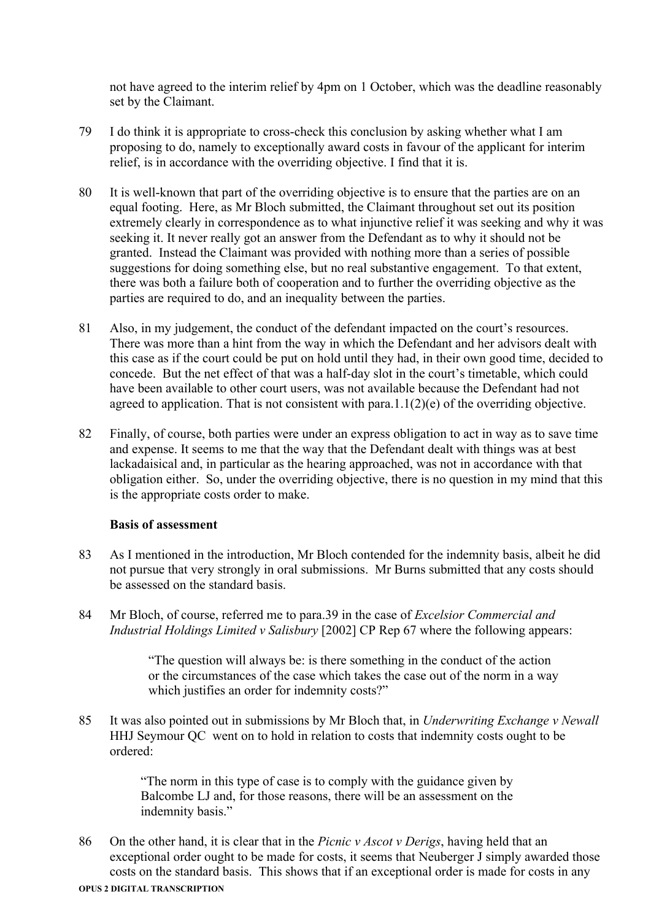not have agreed to the interim relief by 4pm on 1 October, which was the deadline reasonably set by the Claimant.

79 I do think it is appropriate to cross-check this conclusion by asking whether what I am proposing to do, namely to exceptionally award costs in favour of the applicant for interim relief, is in accordance with the overriding objective. I find that it is.

80 It is well-known that part of the overriding objective is to ensure that the parties are on an equal footing. Here, as Mr Bloch submitted, the Claimant throughout set out its position extremely clearly in correspondence as to what injunctive relief it was seeking and why it was seeking it. It never really got an answer from the Defendant as to why it should not be granted. Instead the Claimant was provided with nothing more than a series of possible suggestions for doing something else, but no real substantive engagement. To that extent, there was both a failure both of cooperation and to further the overriding objective as the parties are required to do, and an inequality between the parties.

81 Also, in my judgement, the conduct of the defendant impacted on the court's resources. There was more than a hint from the way in which the Defendant and her advisors dealt with this case as if the court could be put on hold until they had, in their own good time, decided to concede. But the net effect of that was a half-day slot in the court's timetable, which could have been available to other court users, was not available because the Defendant had not agreed to application. That is not consistent with para.1.1(2)(e) of the overriding objective.

82 Finally, of course, both parties were under an express obligation to act in way as to save time and expense. It seems to me that the way that the Defendant dealt with things was at best lackadaisical and, in particular as the hearing approached, was not in accordance with that obligation either. So, under the overriding objective, there is no question in my mind that this is the appropriate costs order to make.

**Basis of assessment**

83 As I mentioned in the introduction, Mr Bloch contended for the indemnity basis, albeit he did not pursue that very strongly in oral submissions. Mr Burns submitted that any costs should be assessed on the standard basis.

84 Mr Bloch, of course, referred me to para.39 in the case of *Excelsior Commercial and Industrial Holdings Limited v Salisbury* [2002] CP Rep 67 where the following appears:

> "The question will always be: is there something in the conduct of the action or the circumstances of the case which takes the case out of the norm in a way which justifies an order for indemnity costs?"

85 It was also pointed out in submissions by Mr Bloch that, in *Underwriting Exchange v Newall* HHJ Seymour QC went on to hold in relation to costs that indemnity costs ought to be ordered:

> "The norm in this type of case is to comply with the guidance given by Balcombe LJ and, for those reasons, there will be an assessment on the indemnity basis."

86 On the other hand, it is clear that in the *Picnic v Ascot v Derigs*, having held that an exceptional order ought to be made for costs, it seems that Neuberger J simply awarded those costs on the standard basis. This shows that if an exceptional order is made for costs in any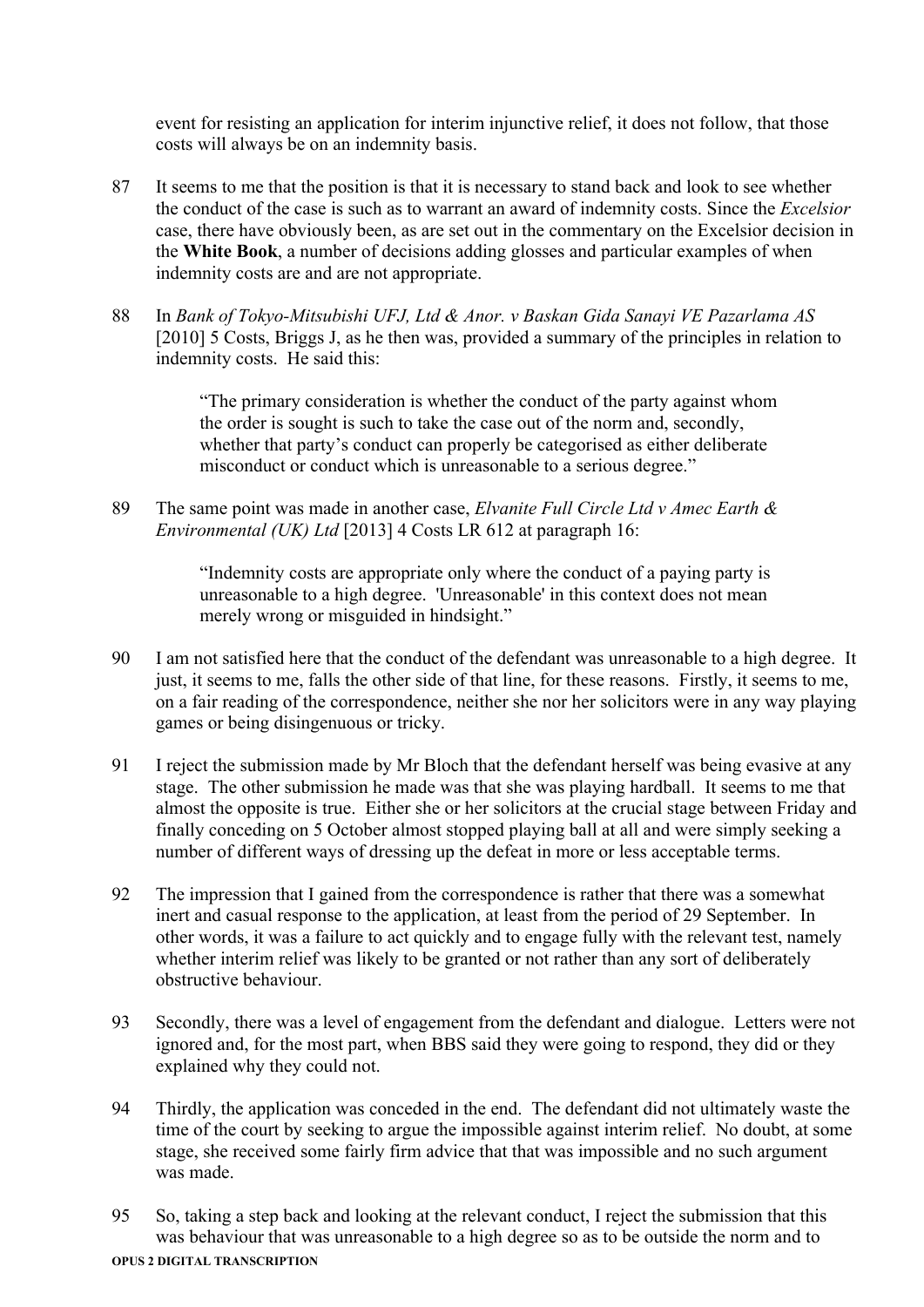event for resisting an application for interim injunctive relief, it does not follow, that those costs will always be on an indemnity basis.

87 It seems to me that the position is that it is necessary to stand back and look to see whether the conduct of the case is such as to warrant an award of indemnity costs. Since the *Excelsior* case, there have obviously been, as are set out in the commentary on the Excelsior decision in the **White Book**, a number of decisions adding glosses and particular examples of when indemnity costs are and are not appropriate.

88 In *Bank of Tokyo-Mitsubishi UFJ, Ltd & Anor. v Baskan Gida Sanayi VE Pazarlama AS* [2010] 5 Costs, Briggs J, as he then was, provided a summary of the principles in relation to indemnity costs. He said this:

> "The primary consideration is whether the conduct of the party against whom the order is sought is such to take the case out of the norm and, secondly, whether that party's conduct can properly be categorised as either deliberate misconduct or conduct which is unreasonable to a serious degree."

89 The same point was made in another case, *Elvanite Full Circle Ltd v Amec Earth & Environmental (UK) Ltd* [2013] 4 Costs LR 612 at paragraph 16:

> "Indemnity costs are appropriate only where the conduct of a paying party is unreasonable to a high degree. 'Unreasonable' in this context does not mean merely wrong or misguided in hindsight."

90 I am not satisfied here that the conduct of the defendant was unreasonable to a high degree. It just, it seems to me, falls the other side of that line, for these reasons. Firstly, it seems to me, on a fair reading of the correspondence, neither she nor her solicitors were in any way playing games or being disingenuous or tricky.

91 I reject the submission made by Mr Bloch that the defendant herself was being evasive at any stage. The other submission he made was that she was playing hardball. It seems to me that almost the opposite is true. Either she or her solicitors at the crucial stage between Friday and finally conceding on 5 October almost stopped playing ball at all and were simply seeking a number of different ways of dressing up the defeat in more or less acceptable terms.

92 The impression that I gained from the correspondence is rather that there was a somewhat inert and casual response to the application, at least from the period of 29 September. In other words, it was a failure to act quickly and to engage fully with the relevant test, namely whether interim relief was likely to be granted or not rather than any sort of deliberately obstructive behaviour.

93 Secondly, there was a level of engagement from the defendant and dialogue. Letters were not ignored and, for the most part, when BBS said they were going to respond, they did or they explained why they could not.

94 Thirdly, the application was conceded in the end. The defendant did not ultimately waste the time of the court by seeking to argue the impossible against interim relief. No doubt, at some stage, she received some fairly firm advice that that was impossible and no such argument was made.

95 So, taking a step back and looking at the relevant conduct, I reject the submission that this was behaviour that was unreasonable to a high degree so as to be outside the norm and to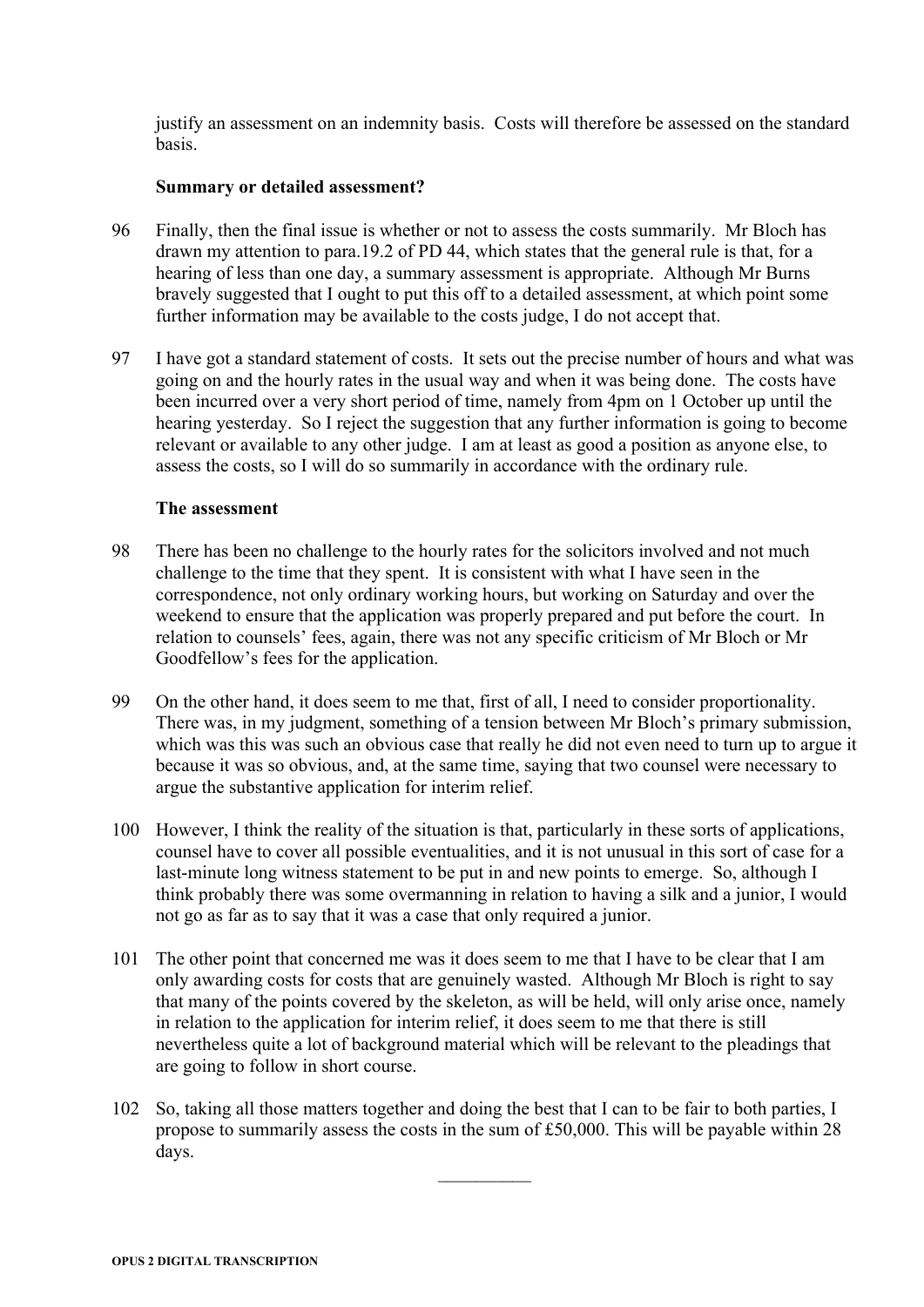justify an assessment on an indemnity basis. Costs will therefore be assessed on the standard basis.

**Summary or detailed assessment?**

96 Finally, then the final issue is whether or not to assess the costs summarily. Mr Bloch has drawn my attention to para.19.2 of PD 44, which states that the general rule is that, for a hearing of less than one day, a summary assessment is appropriate. Although Mr Burns bravely suggested that I ought to put this off to a detailed assessment, at which point some further information may be available to the costs judge, I do not accept that.

97 I have got a standard statement of costs. It sets out the precise number of hours and what was going on and the hourly rates in the usual way and when it was being done. The costs have been incurred over a very short period of time, namely from 4pm on 1 October up until the hearing yesterday. So I reject the suggestion that any further information is going to become relevant or available to any other judge. I am at least as good a position as anyone else, to assess the costs, so I will do so summarily in accordance with the ordinary rule.

**The assessment**

98 There has been no challenge to the hourly rates for the solicitors involved and not much challenge to the time that they spent. It is consistent with what I have seen in the correspondence, not only ordinary working hours, but working on Saturday and over the weekend to ensure that the application was properly prepared and put before the court. In relation to counsels' fees, again, there was not any specific criticism of Mr Bloch or Mr Goodfellow's fees for the application.

99 On the other hand, it does seem to me that, first of all, I need to consider proportionality. There was, in my judgment, something of a tension between Mr Bloch's primary submission, which was this was such an obvious case that really he did not even need to turn up to argue it because it was so obvious, and, at the same time, saying that two counsel were necessary to argue the substantive application for interim relief.

100 However, I think the reality of the situation is that, particularly in these sorts of applications, counsel have to cover all possible eventualities, and it is not unusual in this sort of case for a last-minute long witness statement to be put in and new points to emerge. So, although I think probably there was some overmanning in relation to having a silk and a junior, I would not go as far as to say that it was a case that only required a junior.

101 The other point that concerned me was it does seem to me that I have to be clear that I am only awarding costs for costs that are genuinely wasted. Although Mr Bloch is right to say that many of the points covered by the skeleton, as will be held, will only arise once, namely in relation to the application for interim relief, it does seem to me that there is still nevertheless quite a lot of background material which will be relevant to the pleadings that are going to follow in short course.

102 So, taking all those matters together and doing the best that I can to be fair to both parties, I propose to summarily assess the costs in the sum of £50,000. This will be payable within 28 days.

---

OPUS 2 DIGITAL TRANSCRIPTION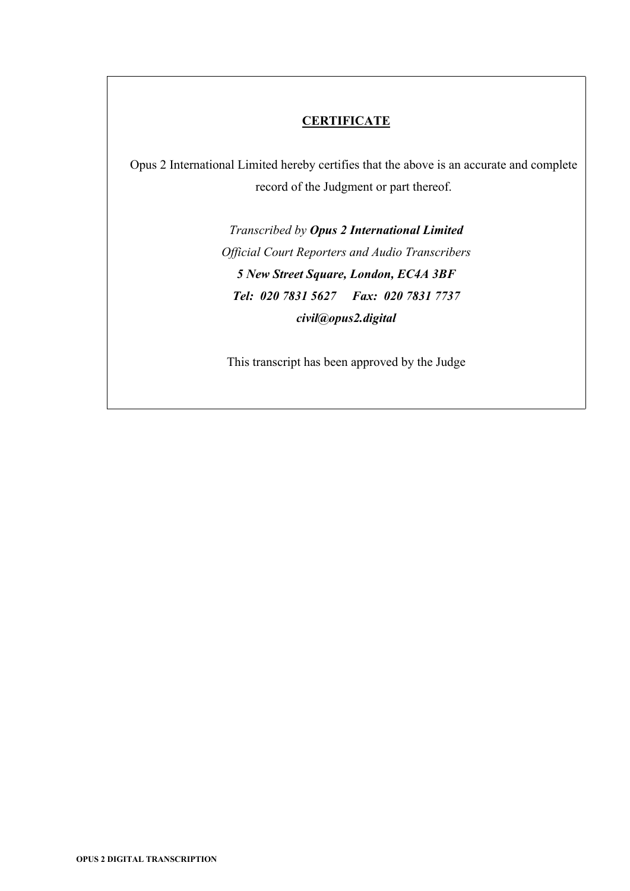**CERTIFICATE**

Opus 2 International Limited hereby certifies that the above is an accurate and complete record of the Judgment or part thereof.

*Transcribed by* ***Opus 2 International Limited***
*Official Court Reporters and Audio Transcribers*
***5 New Street Square, London, EC4A 3BF***
***Tel: 020 7831 5627 Fax: 020 7831 7737***
***civil@opus2.digital***

This transcript has been approved by the Judge